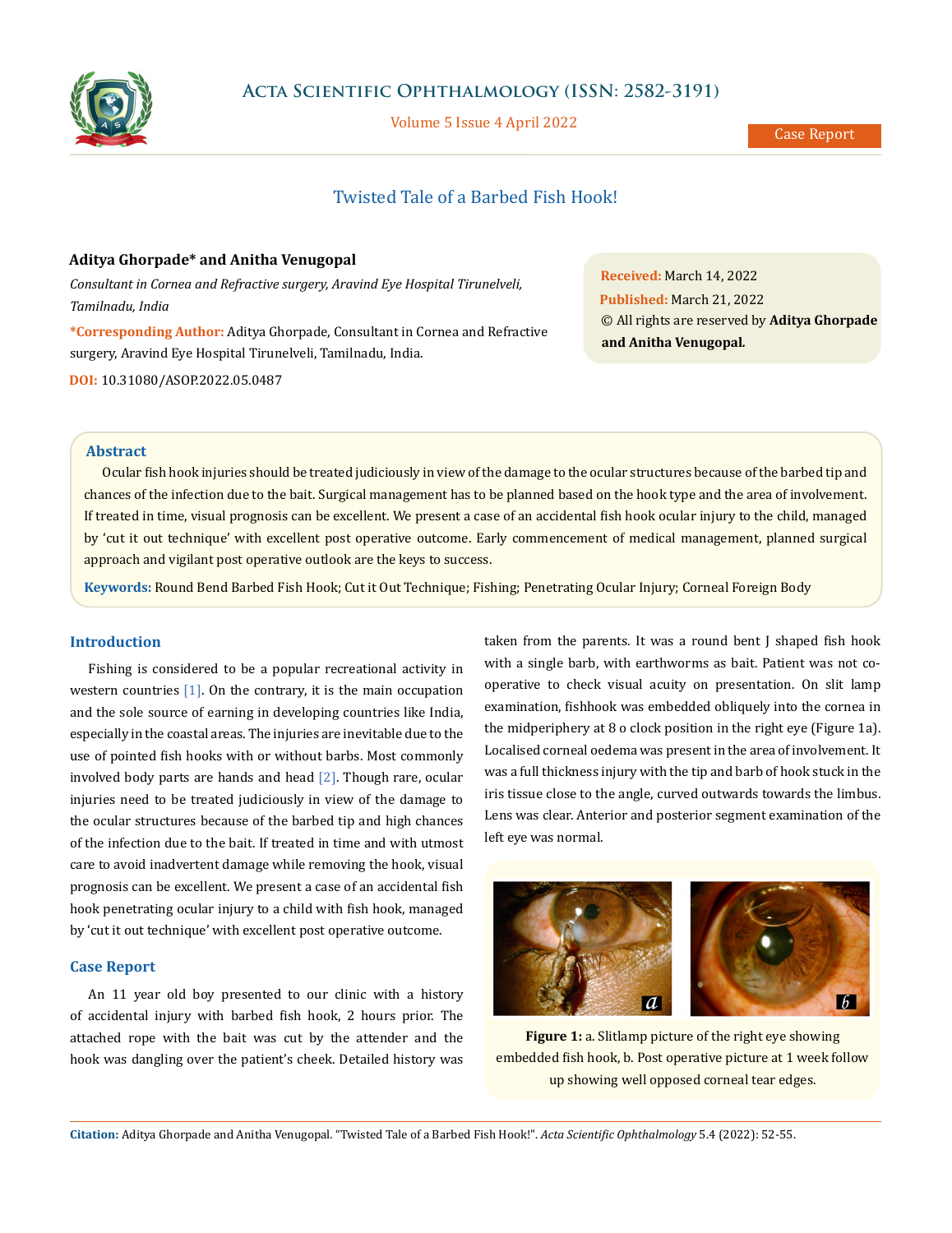# Twisted Tale of a Barbed Fish Hook!

**Aditya Ghorpade* and Anitha Venugopal**

*Consultant in Cornea and Refractive surgery, Aravind Eye Hospital Tirunelveli, Tamilnadu, India*

***Corresponding Author:** Aditya Ghorpade, Consultant in Cornea and Refractive surgery, Aravind Eye Hospital Tirunelveli, Tamilnadu, India.

**DOI:** 10.31080/ASOP.2022.05.0487

**Received:** March 14, 2022
**Published:** March 21, 2022
© All rights are reserved by **Aditya Ghorpade and Anitha Venugopal.**

## Abstract

Ocular fish hook injuries should be treated judiciously in view of the damage to the ocular structures because of the barbed tip and chances of the infection due to the bait. Surgical management has to be planned based on the hook type and the area of involvement. If treated in time, visual prognosis can be excellent. We present a case of an accidental fish hook ocular injury to the child, managed by 'cut it out technique' with excellent post operative outcome. Early commencement of medical management, planned surgical approach and vigilant post operative outlook are the keys to success.

**Keywords:** Round Bend Barbed Fish Hook; Cut it Out Technique; Fishing; Penetrating Ocular Injury; Corneal Foreign Body

## Introduction

Fishing is considered to be a popular recreational activity in western countries [1]. On the contrary, it is the main occupation and the sole source of earning in developing countries like India, especially in the coastal areas. The injuries are inevitable due to the use of pointed fish hooks with or without barbs. Most commonly involved body parts are hands and head [2]. Though rare, ocular injuries need to be treated judiciously in view of the damage to the ocular structures because of the barbed tip and high chances of the infection due to the bait. If treated in time and with utmost care to avoid inadvertent damage while removing the hook, visual prognosis can be excellent. We present a case of an accidental fish hook penetrating ocular injury to a child with fish hook, managed by 'cut it out technique' with excellent post operative outcome.

## Case Report

An 11 year old boy presented to our clinic with a history of accidental injury with barbed fish hook, 2 hours prior. The attached rope with the bait was cut by the attender and the hook was dangling over the patient's cheek. Detailed history was taken from the parents. It was a round bent J shaped fish hook with a single barb, with earthworms as bait. Patient was not co-operative to check visual acuity on presentation. On slit lamp examination, fishhook was embedded obliquely into the cornea in the midperiphery at 8 o clock position in the right eye (Figure 1a). Localised corneal oedema was present in the area of involvement. It was a full thickness injury with the tip and barb of hook stuck in the iris tissue close to the angle, curved outwards towards the limbus. Lens was clear. Anterior and posterior segment examination of the left eye was normal.

**Figure 1:** a. Slitlamp picture of the right eye showing embedded fish hook, b. Post operative picture at 1 week follow up showing well opposed corneal tear edges.

**Citation:** Aditya Ghorpade and Anitha Venugopal. "Twisted Tale of a Barbed Fish Hook!". *Acta Scientific Ophthalmology* 5.4 (2022): 52-55.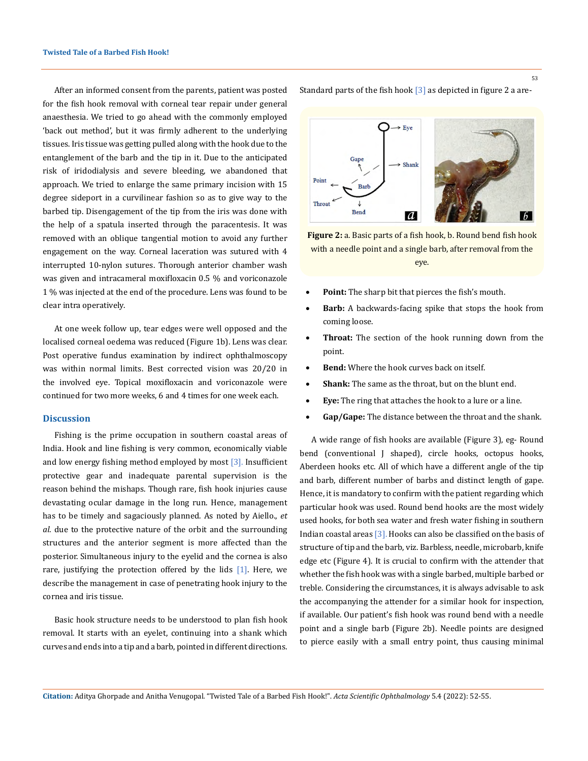After an informed consent from the parents, patient was posted for the fish hook removal with corneal tear repair under general anaesthesia. We tried to go ahead with the commonly employed 'back out method', but it was firmly adherent to the underlying tissues. Iris tissue was getting pulled along with the hook due to the entanglement of the barb and the tip in it. Due to the anticipated risk of iridodialysis and severe bleeding, we abandoned that approach. We tried to enlarge the same primary incision with 15 degree sideport in a curvilinear fashion so as to give way to the barbed tip. Disengagement of the tip from the iris was done with the help of a spatula inserted through the paracentesis. It was removed with an oblique tangential motion to avoid any further engagement on the way. Corneal laceration was sutured with 4 interrupted 10-nylon sutures. Thorough anterior chamber wash was given and intracameral moxifloxacin 0.5 % and voriconazole 1 % was injected at the end of the procedure. Lens was found to be clear intra operatively.

At one week follow up, tear edges were well opposed and the localised corneal oedema was reduced (Figure 1b). Lens was clear. Post operative fundus examination by indirect ophthalmoscopy was within normal limits. Best corrected vision was 20/20 in the involved eye. Topical moxifloxacin and voriconazole were continued for two more weeks, 6 and 4 times for one week each.

## Discussion

Fishing is the prime occupation in southern coastal areas of India. Hook and line fishing is very common, economically viable and low energy fishing method employed by most [3]. Insufficient protective gear and inadequate parental supervision is the reason behind the mishaps. Though rare, fish hook injuries cause devastating ocular damage in the long run. Hence, management has to be timely and sagaciously planned. As noted by Aiello., *et al.* due to the protective nature of the orbit and the surrounding structures and the anterior segment is more affected than the posterior. Simultaneous injury to the eyelid and the cornea is also rare, justifying the protection offered by the lids [1]. Here, we describe the management in case of penetrating hook injury to the cornea and iris tissue.

Basic hook structure needs to be understood to plan fish hook removal. It starts with an eyelet, continuing into a shank which curves and ends into a tip and a barb, pointed in different directions. Standard parts of the fish hook [3] as depicted in figure 2 a are-

**Figure 2:** a. Basic parts of a fish hook, b. Round bend fish hook with a needle point and a single barb, after removal from the eye.

- **Point:** The sharp bit that pierces the fish's mouth.
- **Barb:** A backwards-facing spike that stops the hook from coming loose.
- **Throat:** The section of the hook running down from the point.
- **Bend:** Where the hook curves back on itself.
- **Shank:** The same as the throat, but on the blunt end.
- **Eye:** The ring that attaches the hook to a lure or a line.
- **Gap/Gape:** The distance between the throat and the shank.

A wide range of fish hooks are available (Figure 3), eg- Round bend (conventional J shaped), circle hooks, octopus hooks, Aberdeen hooks etc. All of which have a different angle of the tip and barb, different number of barbs and distinct length of gape. Hence, it is mandatory to confirm with the patient regarding which particular hook was used. Round bend hooks are the most widely used hooks, for both sea water and fresh water fishing in southern Indian coastal areas [3]. Hooks can also be classified on the basis of structure of tip and the barb, viz. Barbless, needle, microbarb, knife edge etc (Figure 4). It is crucial to confirm with the attender that whether the fish hook was with a single barbed, multiple barbed or treble. Considering the circumstances, it is always advisable to ask the accompanying the attender for a similar hook for inspection, if available. Our patient's fish hook was round bend with a needle point and a single barb (Figure 2b). Needle points are designed to pierce easily with a small entry point, thus causing minimal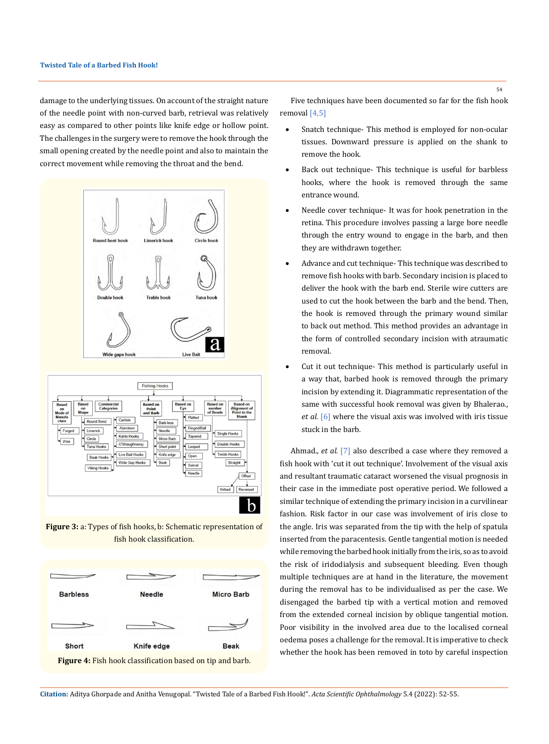damage to the underlying tissues. On account of the straight nature of the needle point with non-curved barb, retrieval was relatively easy as compared to other points like knife edge or hollow point. The challenges in the surgery were to remove the hook through the small opening created by the needle point and also to maintain the correct movement while removing the throat and the bend.

**Figure 3:** a: Types of fish hooks, b: Schematic representation of fish hook classification.

**Figure 4:** Fish hook classification based on tip and barb.

Five techniques have been documented so far for the fish hook removal [4,5]

- Snatch technique- This method is employed for non-ocular tissues. Downward pressure is applied on the shank to remove the hook.
- Back out technique- This technique is useful for barbless hooks, where the hook is removed through the same entrance wound.
- Needle cover technique- It was for hook penetration in the retina. This procedure involves passing a large bore needle through the entry wound to engage in the barb, and then they are withdrawn together.
- Advance and cut technique- This technique was described to remove fish hooks with barb. Secondary incision is placed to deliver the hook with the barb end. Sterile wire cutters are used to cut the hook between the barb and the bend. Then, the hook is removed through the primary wound similar to back out method. This method provides an advantage in the form of controlled secondary incision with atraumatic removal.
- Cut it out technique- This method is particularly useful in a way that, barbed hook is removed through the primary incision by extending it. Diagrammatic representation of the same with successful hook removal was given by Bhalerao., *et al.* [6] where the visual axis was involved with iris tissue stuck in the barb.

Ahmad., *et al.* [7] also described a case where they removed a fish hook with 'cut it out technique'. Involvement of the visual axis and resultant traumatic cataract worsened the visual prognosis in their case in the immediate post operative period. We followed a similar technique of extending the primary incision in a curvilinear fashion. Risk factor in our case was involvement of iris close to the angle. Iris was separated from the tip with the help of spatula inserted from the paracentesis. Gentle tangential motion is needed while removing the barbed hook initially from the iris, so as to avoid the risk of iridodialysis and subsequent bleeding. Even though multiple techniques are at hand in the literature, the movement during the removal has to be individualised as per the case. We disengaged the barbed tip with a vertical motion and removed from the extended corneal incision by oblique tangential motion. Poor visibility in the involved area due to the localised corneal oedema poses a challenge for the removal. It is imperative to check whether the hook has been removed in toto by careful inspection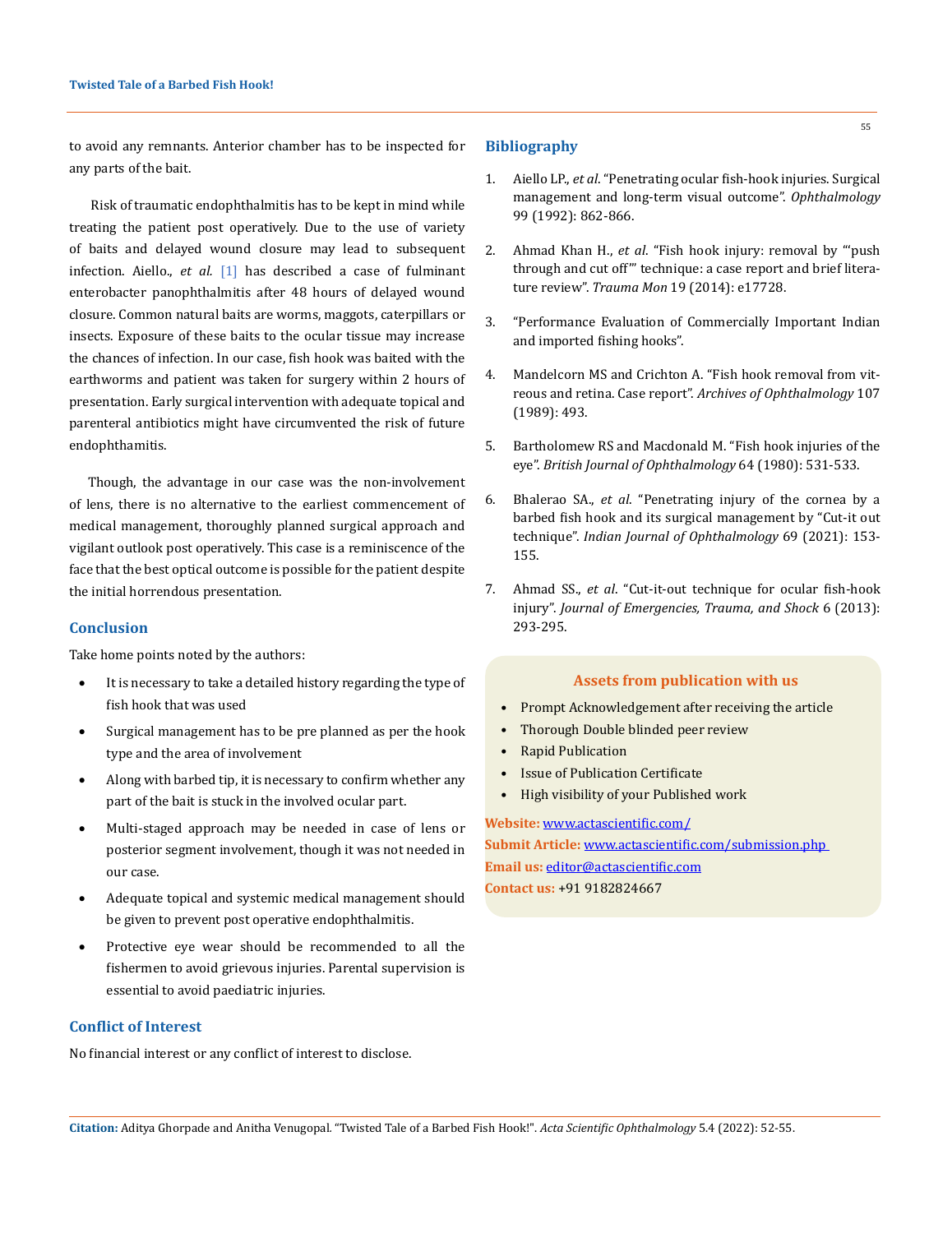to avoid any remnants. Anterior chamber has to be inspected for any parts of the bait.

Risk of traumatic endophthalmitis has to be kept in mind while treating the patient post operatively. Due to the use of variety of baits and delayed wound closure may lead to subsequent infection. Aiello., *et al.* [1] has described a case of fulminant enterobacter panophthalmitis after 48 hours of delayed wound closure. Common natural baits are worms, maggots, caterpillars or insects. Exposure of these baits to the ocular tissue may increase the chances of infection. In our case, fish hook was baited with the earthworms and patient was taken for surgery within 2 hours of presentation. Early surgical intervention with adequate topical and parenteral antibiotics might have circumvented the risk of future endophthamitis.

Though, the advantage in our case was the non-involvement of lens, there is no alternative to the earliest commencement of medical management, thoroughly planned surgical approach and vigilant outlook post operatively. This case is a reminiscence of the face that the best optical outcome is possible for the patient despite the initial horrendous presentation.

## Conclusion

Take home points noted by the authors:

- It is necessary to take a detailed history regarding the type of fish hook that was used
- Surgical management has to be pre planned as per the hook type and the area of involvement
- Along with barbed tip, it is necessary to confirm whether any part of the bait is stuck in the involved ocular part.
- Multi-staged approach may be needed in case of lens or posterior segment involvement, though it was not needed in our case.
- Adequate topical and systemic medical management should be given to prevent post operative endophthalmitis.
- Protective eye wear should be recommended to all the fishermen to avoid grievous injuries. Parental supervision is essential to avoid paediatric injuries.

## Conflict of Interest

No financial interest or any conflict of interest to disclose.

## Bibliography

1. Aiello LP., *et al*. "Penetrating ocular fish-hook injuries. Surgical management and long-term visual outcome". *Ophthalmology* 99 (1992): 862-866.
2. Ahmad Khan H., *et al*. "Fish hook injury: removal by "'push through and cut off'" technique: a case report and brief literature review". *Trauma Mon* 19 (2014): e17728.
3. "Performance Evaluation of Commercially Important Indian and imported fishing hooks".
4. Mandelcorn MS and Crichton A. "Fish hook removal from vitreous and retina. Case report". *Archives of Ophthalmology* 107 (1989): 493.
5. Bartholomew RS and Macdonald M. "Fish hook injuries of the eye". *British Journal of Ophthalmology* 64 (1980): 531-533.
6. Bhalerao SA., *et al*. "Penetrating injury of the cornea by a barbed fish hook and its surgical management by "Cut-it out technique". *Indian Journal of Ophthalmology* 69 (2021): 153-155.
7. Ahmad SS., *et al*. "Cut-it-out technique for ocular fish-hook injury". *Journal of Emergencies, Trauma, and Shock* 6 (2013): 293-295.

**Assets from publication with us**

- Prompt Acknowledgement after receiving the article
- Thorough Double blinded peer review
- Rapid Publication
- Issue of Publication Certificate
- High visibility of your Published work

**Website:** www.actascientific.com/
**Submit Article:** www.actascientific.com/submission.php
**Email us:** editor@actascientific.com
**Contact us:** +91 9182824667